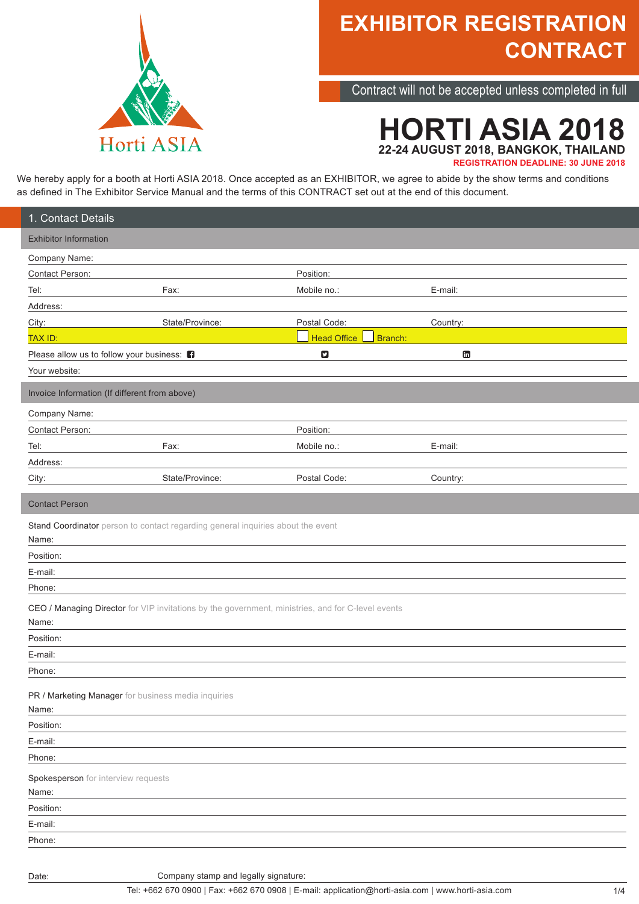# EXHIBITOR REGISTRATION CONTRACT

Contract will not be accepted unless completed in full

Horti ASIA

# HORTI ASIA 2018

**22-24 AUGUST 2018, BANGKOK, THAILAND**

**REGISTRATION DEADLINE: 30 JUNE 2018**

We hereby apply for a booth at Horti ASIA 2018. Once accepted as an EXHIBITOR, we agree to abide by the show terms and conditions as defined in The Exhibitor Service Manual and the terms of this CONTRACT set out at the end of this document.

## 1. Contact Details

### Exhibitor Information

Company Name:

Contact Person: | Position:

Tel: | Fax: | Mobile no.: | E-mail:

Address:

City: | State/Province: | Postal Code: | Country:

TAX ID: | ☐ Head Office ☐ Branch:

Please allow us to follow your business: (Facebook) | (Twitter) | (LinkedIn)

Your website:

### Invoice Information (If different from above)

Company Name:

Contact Person: | Position:

Tel: | Fax: | Mobile no.: | E-mail:

Address:

City: | State/Province: | Postal Code: | Country:

### Contact Person

**Stand Coordinator** person to contact regarding general inquiries about the event

Name:

Position:

E-mail:

Phone:

**CEO / Managing Director** for VIP invitations by the government, ministries, and for C-level events

Name:

Position:

E-mail:

Phone:

**PR / Marketing Manager** for business media inquiries

Name:

Position:

E-mail:

Phone:

**Spokesperson** for interview requests

Name:

Position:

E-mail:

Phone:

Date: | Company stamp and legally signature:

Tel: +662 670 0900 | Fax: +662 670 0908 | E-mail: application@horti-asia.com | www.horti-asia.com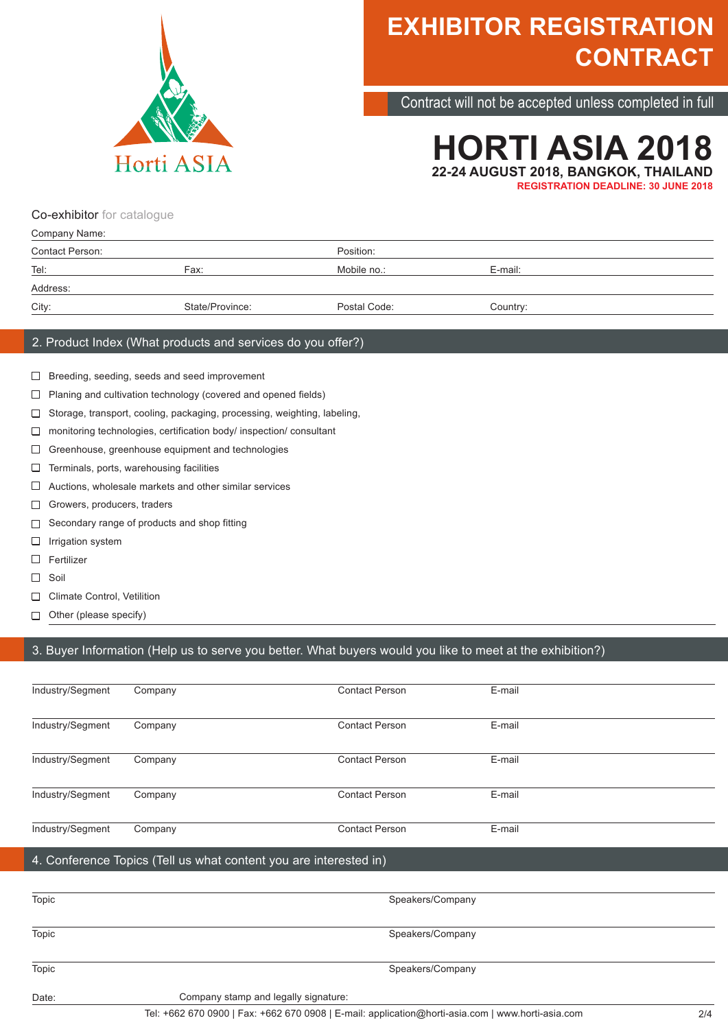# EXHIBITOR REGISTRATION CONTRACT

Contract will not be accepted unless completed in full

Horti ASIA

# HORTI ASIA 2018

**22-24 AUGUST 2018, BANGKOK, THAILAND**

**REGISTRATION DEADLINE: 30 JUNE 2018**

Co-exhibitor for catalogue

Company Name:

Contact Person: Position:

Tel: Fax: Mobile no.: E-mail:

Address:

City: State/Province: Postal Code: Country:

## 2. Product Index (What products and services do you offer?)

- ☐ Breeding, seeding, seeds and seed improvement
- ☐ Planing and cultivation technology (covered and opened fields)
- ☐ Storage, transport, cooling, packaging, processing, weighting, labeling,
- ☐ monitoring technologies, certification body/ inspection/ consultant
- ☐ Greenhouse, greenhouse equipment and technologies
- ☐ Terminals, ports, warehousing facilities
- ☐ Auctions, wholesale markets and other similar services
- ☐ Growers, producers, traders
- ☐ Secondary range of products and shop fitting
- ☐ Irrigation system
- ☐ Fertilizer
- ☐ Soil
- ☐ Climate Control, Vetilition
- ☐ Other (please specify)

## 3. Buyer Information (Help us to serve you better. What buyers would you like to meet at the exhibition?)

| Industry/Segment | Company | Contact Person | E-mail |
|---|---|---|---|
| Industry/Segment | Company | Contact Person | E-mail |
| Industry/Segment | Company | Contact Person | E-mail |
| Industry/Segment | Company | Contact Person | E-mail |
| Industry/Segment | Company | Contact Person | E-mail |

## 4. Conference Topics (Tell us what content you are interested in)

| Topic | Speakers/Company |
|---|---|
| Topic | Speakers/Company |
| Topic | Speakers/Company |

Date: Company stamp and legally signature:

Tel: +662 670 0900 | Fax: +662 670 0908 | E-mail: application@horti-asia.com | www.horti-asia.com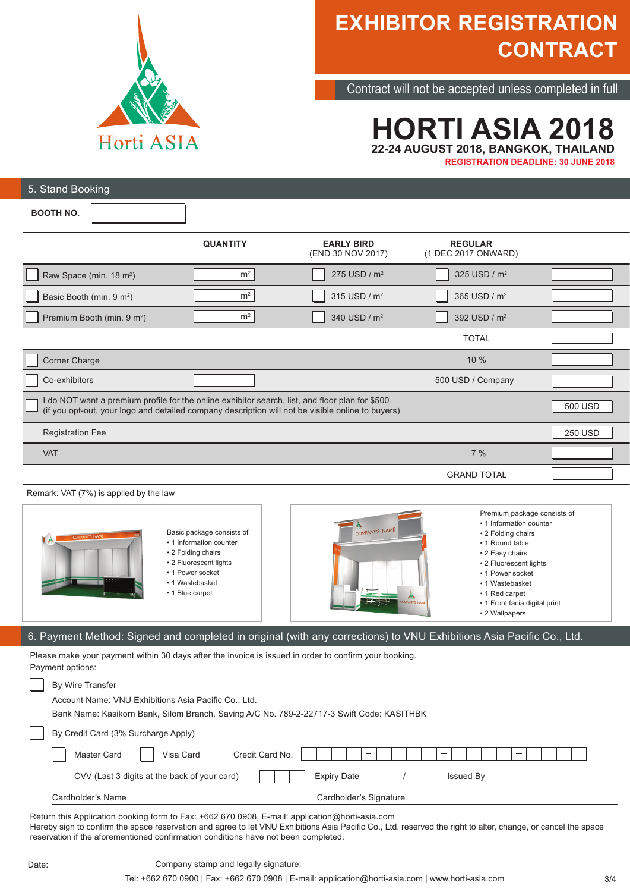# EXHIBITOR REGISTRATION CONTRACT

Contract will not be accepted unless completed in full

# HORTI ASIA 2018

**22-24 AUGUST 2018, BANGKOK, THAILAND**

**REGISTRATION DEADLINE: 30 JUNE 2018**

## 5. Stand Booking

**BOOTH NO.** ____________

| | QUANTITY | EARLY BIRD (END 30 NOV 2017) | REGULAR (1 DEC 2017 ONWARD) | |
|---|---|---|---|---|
| ☐ Raw Space (min. 18 m²) | m² | ☐ 275 USD / m² | ☐ 325 USD / m² | |
| ☐ Basic Booth (min. 9 m²) | m² | ☐ 315 USD / m² | ☐ 365 USD / m² | |
| ☐ Premium Booth (min. 9 m²) | m² | ☐ 340 USD / m² | ☐ 392 USD / m² | |
| | | | TOTAL | |
| ☐ Corner Charge | | | 10 % | |
| ☐ Co-exhibitors | | | 500 USD / Company | |
| ☐ I do NOT want a premium profile for the online exhibitor search, list, and floor plan for $500 (if you opt-out, your logo and detailed company description will not be visible online to buyers) | | | | 500 USD |
| Registration Fee | | | | 250 USD |
| VAT | | | 7 % | |
| | | | GRAND TOTAL | |

Remark: VAT (7%) is applied by the law

Basic package consists of
- 1 Information counter
- 2 Folding chairs
- 2 Fluorescent lights
- 1 Power socket
- 1 Wastebasket
- 1 Blue carpet

Premium package consists of
- 1 Information counter
- 2 Folding chairs
- 1 Round table
- 2 Easy chairs
- 2 Fluorescent lights
- 1 Power socket
- 1 Wastebasket
- 1 Red carpet
- 1 Front facia digital print
- 2 Wallpapers

## 6. Payment Method: Signed and completed in original (with any corrections) to VNU Exhibitions Asia Pacific Co., Ltd.

Please make your payment within 30 days after the invoice is issued in order to confirm your booking.
Payment options:

☐ By Wire Transfer

Account Name: VNU Exhibitions Asia Pacific Co., Ltd.
Bank Name: Kasikorn Bank, Silom Branch, Saving A/C No. 789-2-22717-3 Swift Code: KASITHBK

☐ By Credit Card (3% Surcharge Apply)

☐ Master Card ☐ Visa Card Credit Card No. ____ – ____ – ____ – ____

CVV (Last 3 digits at the back of your card) ___ Expiry Date ___ / ___ Issued By ____________

Cardholder's Name ____________ Cardholder's Signature ____________

Return this Application booking form to Fax: +662 670 0908, E-mail: application@horti-asia.com
Hereby sign to confirm the space reservation and agree to let VNU Exhibitions Asia Pacific Co., Ltd. reserved the right to alter, change, or cancel the space reservation if the aforementioned confirmation conditions have not been completed.

Date: ____________ Company stamp and legally signature: ____________

Tel: +662 670 0900 | Fax: +662 670 0908 | E-mail: application@horti-asia.com | www.horti-asia.com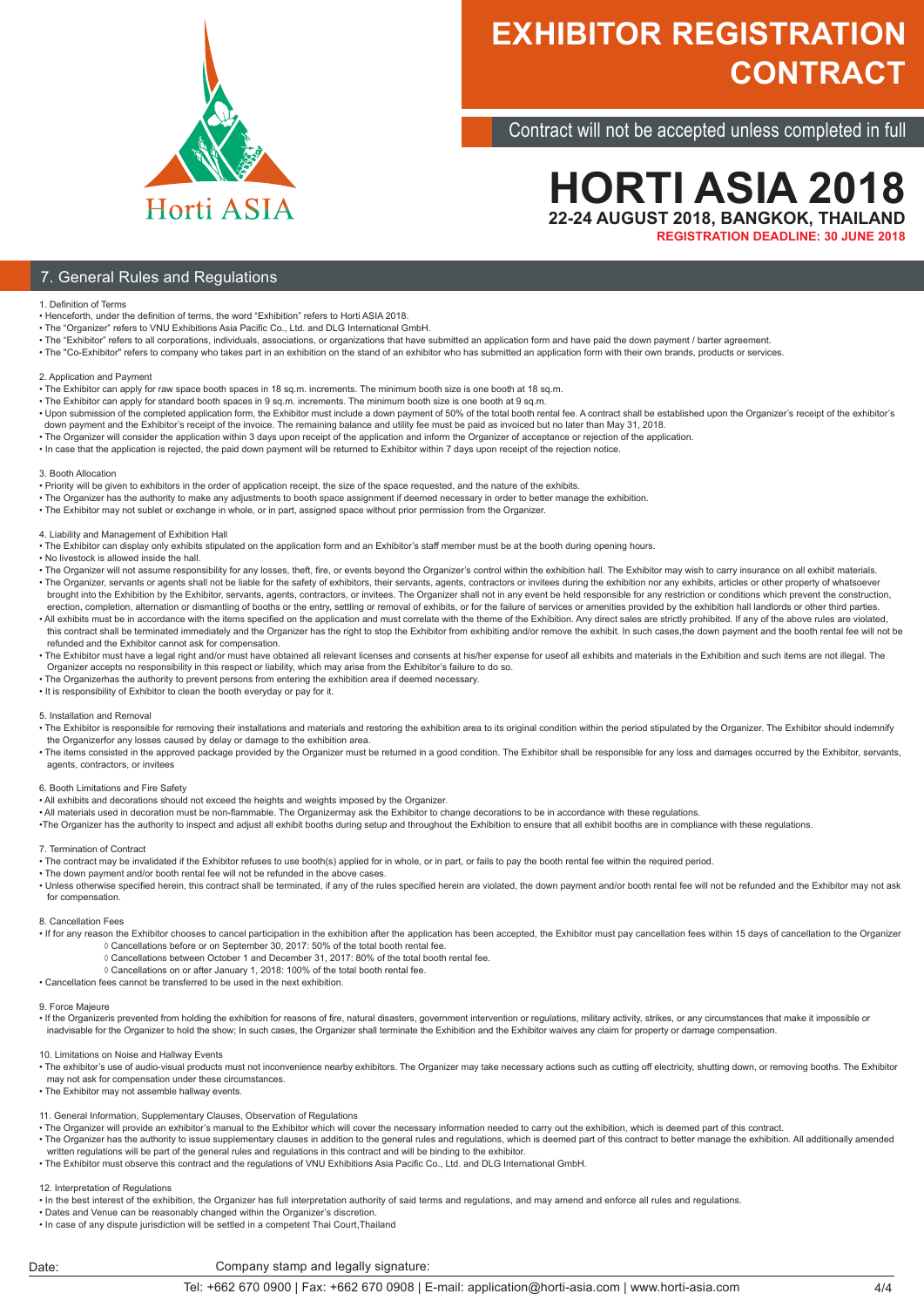# EXHIBITOR REGISTRATION CONTRACT

Contract will not be accepted unless completed in full

# HORTI ASIA 2018

**22-24 AUGUST 2018, BANGKOK, THAILAND**

**REGISTRATION DEADLINE: 30 JUNE 2018**

## 7. General Rules and Regulations

1. Definition of Terms

- Henceforth, under the definition of terms, the word "Exhibition" refers to Horti ASIA 2018.
- The "Organizer" refers to VNU Exhibitions Asia Pacific Co., Ltd. and DLG International GmbH.
- The "Exhibitor" refers to all corporations, individuals, associations, or organizations that have submitted an application form and have paid the down payment / barter agreement.
- The "Co-Exhibitor" refers to company who takes part in an exhibition on the stand of an exhibitor who has submitted an application form with their own brands, products or services.

2. Application and Payment

- The Exhibitor can apply for raw space booth spaces in 18 sq.m. increments. The minimum booth size is one booth at 18 sq.m.
- The Exhibitor can apply for standard booth spaces in 9 sq.m. increments. The minimum booth size is one booth at 9 sq.m.
- Upon submission of the completed application form, the Exhibitor must include a down payment of 50% of the total booth rental fee. A contract shall be established upon the Organizer's receipt of the exhibitor's down payment and the Exhibitor's receipt of the invoice. The remaining balance and utility fee must be paid as invoiced but no later than May 31, 2018.
- The Organizer will consider the application within 3 days upon receipt of the application and inform the Organizer of acceptance or rejection of the application.
- In case that the application is rejected, the paid down payment will be returned to Exhibitor within 7 days upon receipt of the rejection notice.

3. Booth Allocation

- Priority will be given to exhibitors in the order of application receipt, the size of the space requested, and the nature of the exhibits.
- The Organizer has the authority to make any adjustments to booth space assignment if deemed necessary in order to better manage the exhibition.
- The Exhibitor may not sublet or exchange in whole, or in part, assigned space without prior permission from the Organizer.

4. Liability and Management of Exhibition Hall

- The Exhibitor can display only exhibits stipulated on the application form and an Exhibitor's staff member must be at the booth during opening hours.
- No livestock is allowed inside the hall.
- The Organizer will not assume responsibility for any losses, theft, fire, or events beyond the Organizer's control within the exhibition hall. The Exhibitor may wish to carry insurance on all exhibit materials.
- The Organizer, servants or agents shall not be liable for the safety of exhibitors, their servants, agents, contractors or invitees during the exhibition nor any exhibits, articles or other property of whatsoever brought into the Exhibition by the Exhibitor, servants, agents, contractors, or invitees. The Organizer shall not in any event be held responsible for any restriction or conditions which prevent the construction, erection, completion, alternation or dismantling of booths or the entry, settling or removal of exhibits, or for the failure of services or amenities provided by the exhibition hall landlords or other third parties.
- All exhibits must be in accordance with the items specified on the application and must correlate with the theme of the Exhibition. Any direct sales are strictly prohibited. If any of the above rules are violated, this contract shall be terminated immediately and the Organizer has the right to stop the Exhibitor from exhibiting and/or remove the exhibit. In such cases,the down payment and the booth rental fee will not be refunded and the Exhibitor cannot ask for compensation.
- The Exhibitor must have a legal right and/or must have obtained all relevant licenses and consents at his/her expense for useof all exhibits and materials in the Exhibition and such items are not illegal. The Organizer accepts no responsibility in this respect or liability, which may arise from the Exhibitor's failure to do so.
- The Organizerhas the authority to prevent persons from entering the exhibition area if deemed necessary.
- It is responsibility of Exhibitor to clean the booth everyday or pay for it.

5. Installation and Removal

- The Exhibitor is responsible for removing their installations and materials and restoring the exhibition area to its original condition within the period stipulated by the Organizer. The Exhibitor should indemnify the Organizerfor any losses caused by delay or damage to the exhibition area.
- The items consisted in the approved package provided by the Organizer must be returned in a good condition. The Exhibitor shall be responsible for any loss and damages occurred by the Exhibitor, servants, agents, contractors, or invitees

6. Booth Limitations and Fire Safety

- All exhibits and decorations should not exceed the heights and weights imposed by the Organizer.
- All materials used in decoration must be non-flammable. The Organizermay ask the Exhibitor to change decorations to be in accordance with these regulations.
- The Organizer has the authority to inspect and adjust all exhibit booths during setup and throughout the Exhibition to ensure that all exhibit booths are in compliance with these regulations.

7. Termination of Contract

- The contract may be invalidated if the Exhibitor refuses to use booth(s) applied for in whole, or in part, or fails to pay the booth rental fee within the required period.
- The down payment and/or booth rental fee will not be refunded in the above cases.
- Unless otherwise specified herein, this contract shall be terminated, if any of the rules specified herein are violated, the down payment and/or booth rental fee will not be refunded and the Exhibitor may not ask for compensation.

8. Cancellation Fees

- If for any reason the Exhibitor chooses to cancel participation in the exhibition after the application has been accepted, the Exhibitor must pay cancellation fees within 15 days of cancellation to the Organizer
  - ◊ Cancellations before or on September 30, 2017: 50% of the total booth rental fee.
  - ◊ Cancellations between October 1 and December 31, 2017: 80% of the total booth rental fee.
  - ◊ Cancellations on or after January 1, 2018: 100% of the total booth rental fee.
- Cancellation fees cannot be transferred to be used in the next exhibition.

9. Force Majeure

- If the Organizeris prevented from holding the exhibition for reasons of fire, natural disasters, government intervention or regulations, military activity, strikes, or any circumstances that make it impossible or inadvisable for the Organizer to hold the show; In such cases, the Organizer shall terminate the Exhibition and the Exhibitor waives any claim for property or damage compensation.

10. Limitations on Noise and Hallway Events

- The exhibitor's use of audio-visual products must not inconvenience nearby exhibitors. The Organizer may take necessary actions such as cutting off electricity, shutting down, or removing booths. The Exhibitor may not ask for compensation under these circumstances.
- The Exhibitor may not assemble hallway events.

11. General Information, Supplementary Clauses, Observation of Regulations

- The Organizer will provide an exhibitor's manual to the Exhibitor which will cover the necessary information needed to carry out the exhibition, which is deemed part of this contract.
- The Organizer has the authority to issue supplementary clauses in addition to the general rules and regulations, which is deemed part of this contract to better manage the exhibition. All additionally amended written regulations will be part of the general rules and regulations in this contract and will be binding to the exhibitor.
- The Exhibitor must observe this contract and the regulations of VNU Exhibitions Asia Pacific Co., Ltd. and DLG International GmbH.

12. Interpretation of Regulations

- In the best interest of the exhibition, the Organizer has full interpretation authority of said terms and regulations, and may amend and enforce all rules and regulations.
- Dates and Venue can be reasonably changed within the Organizer's discretion.
- In case of any dispute jurisdiction will be settled in a competent Thai Court,Thailand

Date: Company stamp and legally signature:

Tel: +662 670 0900 | Fax: +662 670 0908 | E-mail: application@horti-asia.com | www.horti-asia.com